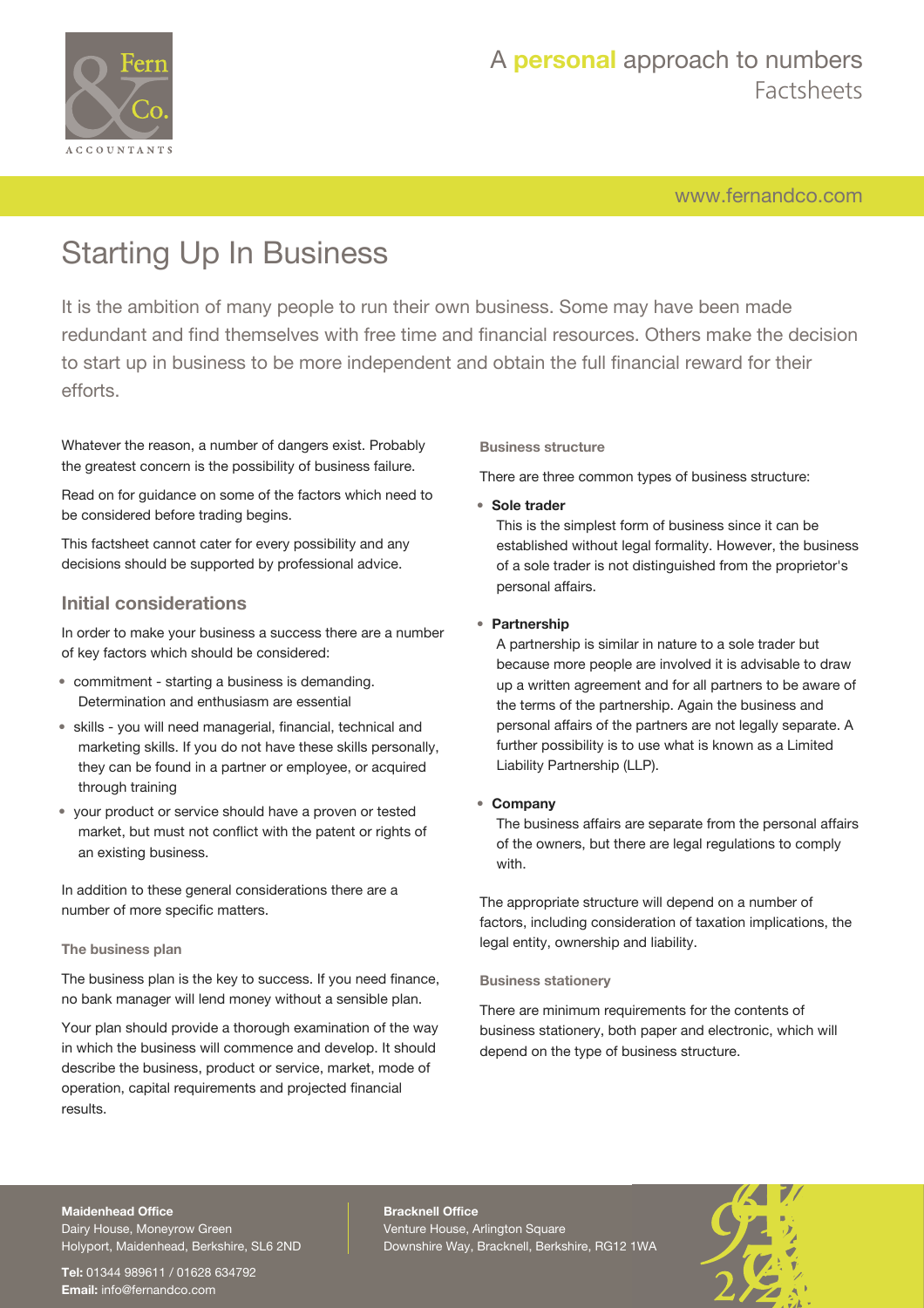# Starting Up In Business

It is the ambition of many people to run their own business. Some may have been made redundant and find themselves with free time and financial resources. Others make the decision to start up in business to be more independent and obtain the full financial reward for their efforts.

Whatever the reason, a number of dangers exist. Probably the greatest concern is the possibility of business failure.

Read on for guidance on some of the factors which need to be considered before trading begins.

This factsheet cannot cater for every possibility and any decisions should be supported by professional advice.

## Initial considerations

In order to make your business a success there are a number of key factors which should be considered:

- commitment - starting a business is demanding. Determination and enthusiasm are essential
- skills - you will need managerial, financial, technical and marketing skills. If you do not have these skills personally, they can be found in a partner or employee, or acquired through training
- your product or service should have a proven or tested market, but must not conflict with the patent or rights of an existing business.

In addition to these general considerations there are a number of more specific matters.

### The business plan

The business plan is the key to success. If you need finance, no bank manager will lend money without a sensible plan.

Your plan should provide a thorough examination of the way in which the business will commence and develop. It should describe the business, product or service, market, mode of operation, capital requirements and projected financial results.

### Business structure

There are three common types of business structure:

- **Sole trader**
  This is the simplest form of business since it can be established without legal formality. However, the business of a sole trader is not distinguished from the proprietor's personal affairs.
- **Partnership**
  A partnership is similar in nature to a sole trader but because more people are involved it is advisable to draw up a written agreement and for all partners to be aware of the terms of the partnership. Again the business and personal affairs of the partners are not legally separate. A further possibility is to use what is known as a Limited Liability Partnership (LLP).
- **Company**
  The business affairs are separate from the personal affairs of the owners, but there are legal regulations to comply with.

The appropriate structure will depend on a number of factors, including consideration of taxation implications, the legal entity, ownership and liability.

### Business stationery

There are minimum requirements for the contents of business stationery, both paper and electronic, which will depend on the type of business structure.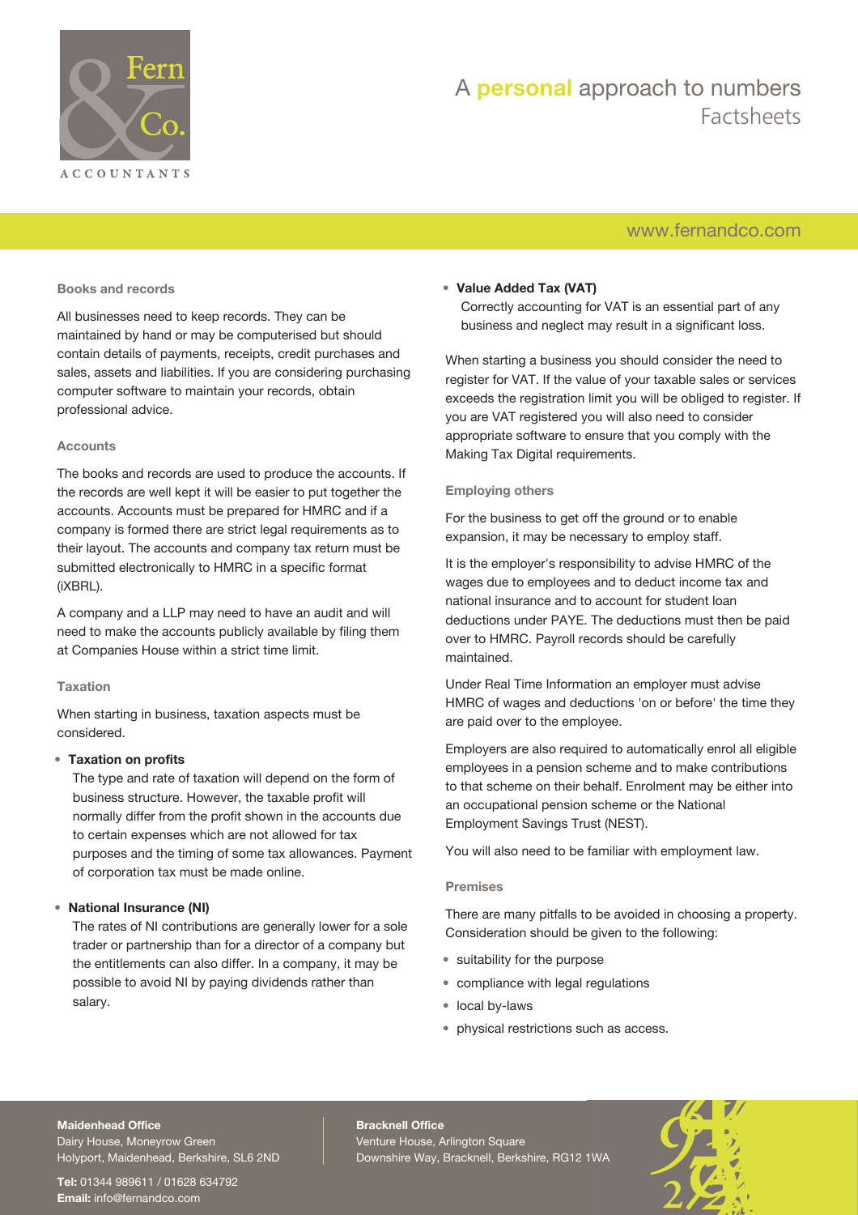## Books and records

All businesses need to keep records. They can be maintained by hand or may be computerised but should contain details of payments, receipts, credit purchases and sales, assets and liabilities. If you are considering purchasing computer software to maintain your records, obtain professional advice.

## Accounts

The books and records are used to produce the accounts. If the records are well kept it will be easier to put together the accounts. Accounts must be prepared for HMRC and if a company is formed there are strict legal requirements as to their layout. The accounts and company tax return must be submitted electronically to HMRC in a specific format (iXBRL).

A company and a LLP may need to have an audit and will need to make the accounts publicly available by filing them at Companies House within a strict time limit.

## Taxation

When starting in business, taxation aspects must be considered.

- **Taxation on profits**
  The type and rate of taxation will depend on the form of business structure. However, the taxable profit will normally differ from the profit shown in the accounts due to certain expenses which are not allowed for tax purposes and the timing of some tax allowances. Payment of corporation tax must be made online.

- **National Insurance (NI)**
  The rates of NI contributions are generally lower for a sole trader or partnership than for a director of a company but the entitlements can also differ. In a company, it may be possible to avoid NI by paying dividends rather than salary.

- **Value Added Tax (VAT)**
  Correctly accounting for VAT is an essential part of any business and neglect may result in a significant loss.

When starting a business you should consider the need to register for VAT. If the value of your taxable sales or services exceeds the registration limit you will be obliged to register. If you are VAT registered you will also need to consider appropriate software to ensure that you comply with the Making Tax Digital requirements.

## Employing others

For the business to get off the ground or to enable expansion, it may be necessary to employ staff.

It is the employer's responsibility to advise HMRC of the wages due to employees and to deduct income tax and national insurance and to account for student loan deductions under PAYE. The deductions must then be paid over to HMRC. Payroll records should be carefully maintained.

Under Real Time Information an employer must advise HMRC of wages and deductions 'on or before' the time they are paid over to the employee.

Employers are also required to automatically enrol all eligible employees in a pension scheme and to make contributions to that scheme on their behalf. Enrolment may be either into an occupational pension scheme or the National Employment Savings Trust (NEST).

You will also need to be familiar with employment law.

## Premises

There are many pitfalls to be avoided in choosing a property. Consideration should be given to the following:

- suitability for the purpose
- compliance with legal regulations
- local by-laws
- physical restrictions such as access.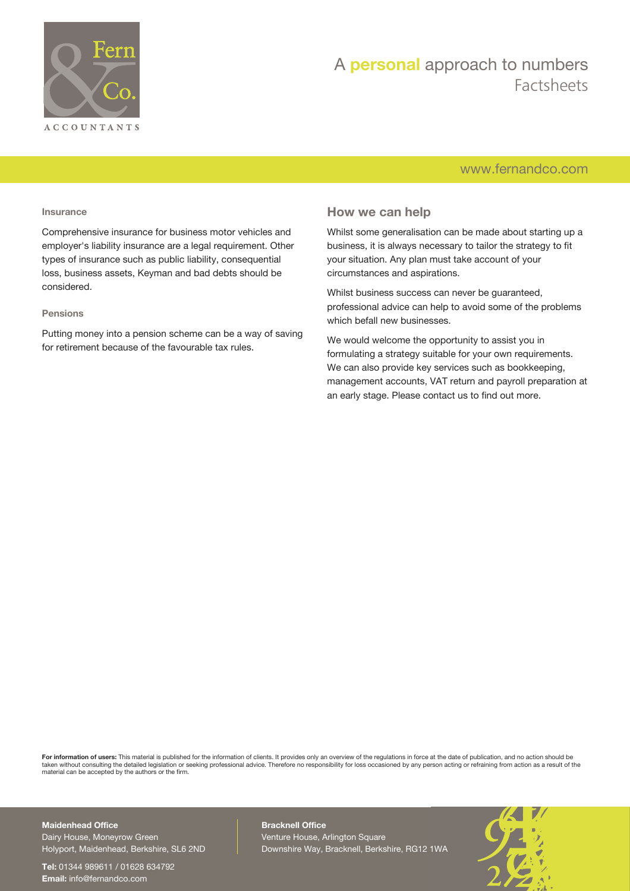### Insurance

Comprehensive insurance for business motor vehicles and employer's liability insurance are a legal requirement. Other types of insurance such as public liability, consequential loss, business assets, Keyman and bad debts should be considered.

### Pensions

Putting money into a pension scheme can be a way of saving for retirement because of the favourable tax rules.

## How we can help

Whilst some generalisation can be made about starting up a business, it is always necessary to tailor the strategy to fit your situation. Any plan must take account of your circumstances and aspirations.

Whilst business success can never be guaranteed, professional advice can help to avoid some of the problems which befall new businesses.

We would welcome the opportunity to assist you in formulating a strategy suitable for your own requirements. We can also provide key services such as bookkeeping, management accounts, VAT return and payroll preparation at an early stage. Please contact us to find out more.

**For information of users:** This material is published for the information of clients. It provides only an overview of the regulations in force at the date of publication, and no action should be taken without consulting the detailed legislation or seeking professional advice. Therefore no responsibility for loss occasioned by any person acting or refraining from action as a result of the material can be accepted by the authors or the firm.